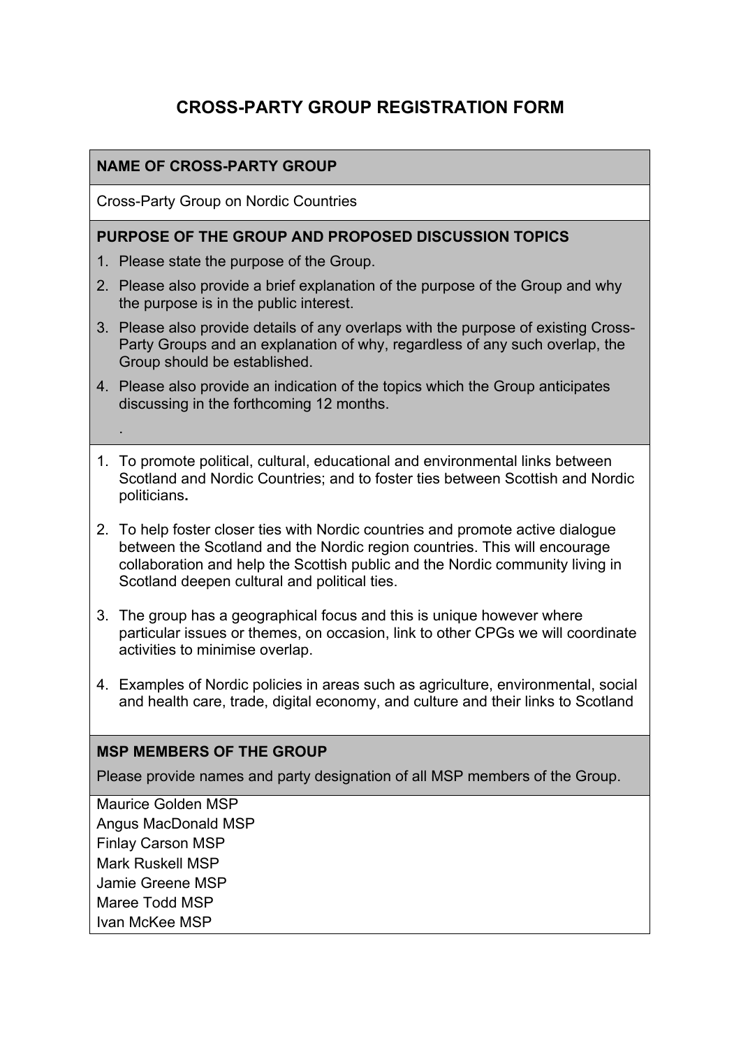# CROSS-PARTY GROUP REGISTRATION FORM

**NAME OF CROSS-PARTY GROUP**

Cross-Party Group on Nordic Countries

**PURPOSE OF THE GROUP AND PROPOSED DISCUSSION TOPICS**

1. Please state the purpose of the Group.
2. Please also provide a brief explanation of the purpose of the Group and why the purpose is in the public interest.
3. Please also provide details of any overlaps with the purpose of existing Cross-Party Groups and an explanation of why, regardless of any such overlap, the Group should be established.
4. Please also provide an indication of the topics which the Group anticipates discussing in the forthcoming 12 months.

.

1. To promote political, cultural, educational and environmental links between Scotland and Nordic Countries; and to foster ties between Scottish and Nordic politicians**.**

2. To help foster closer ties with Nordic countries and promote active dialogue between the Scotland and the Nordic region countries. This will encourage collaboration and help the Scottish public and the Nordic community living in Scotland deepen cultural and political ties.

3. The group has a geographical focus and this is unique however where particular issues or themes, on occasion, link to other CPGs we will coordinate activities to minimise overlap.

4. Examples of Nordic policies in areas such as agriculture, environmental, social and health care, trade, digital economy, and culture and their links to Scotland

**MSP MEMBERS OF THE GROUP**

Please provide names and party designation of all MSP members of the Group.

Maurice Golden MSP
Angus MacDonald MSP
Finlay Carson MSP
Mark Ruskell MSP
Jamie Greene MSP
Maree Todd MSP
Ivan McKee MSP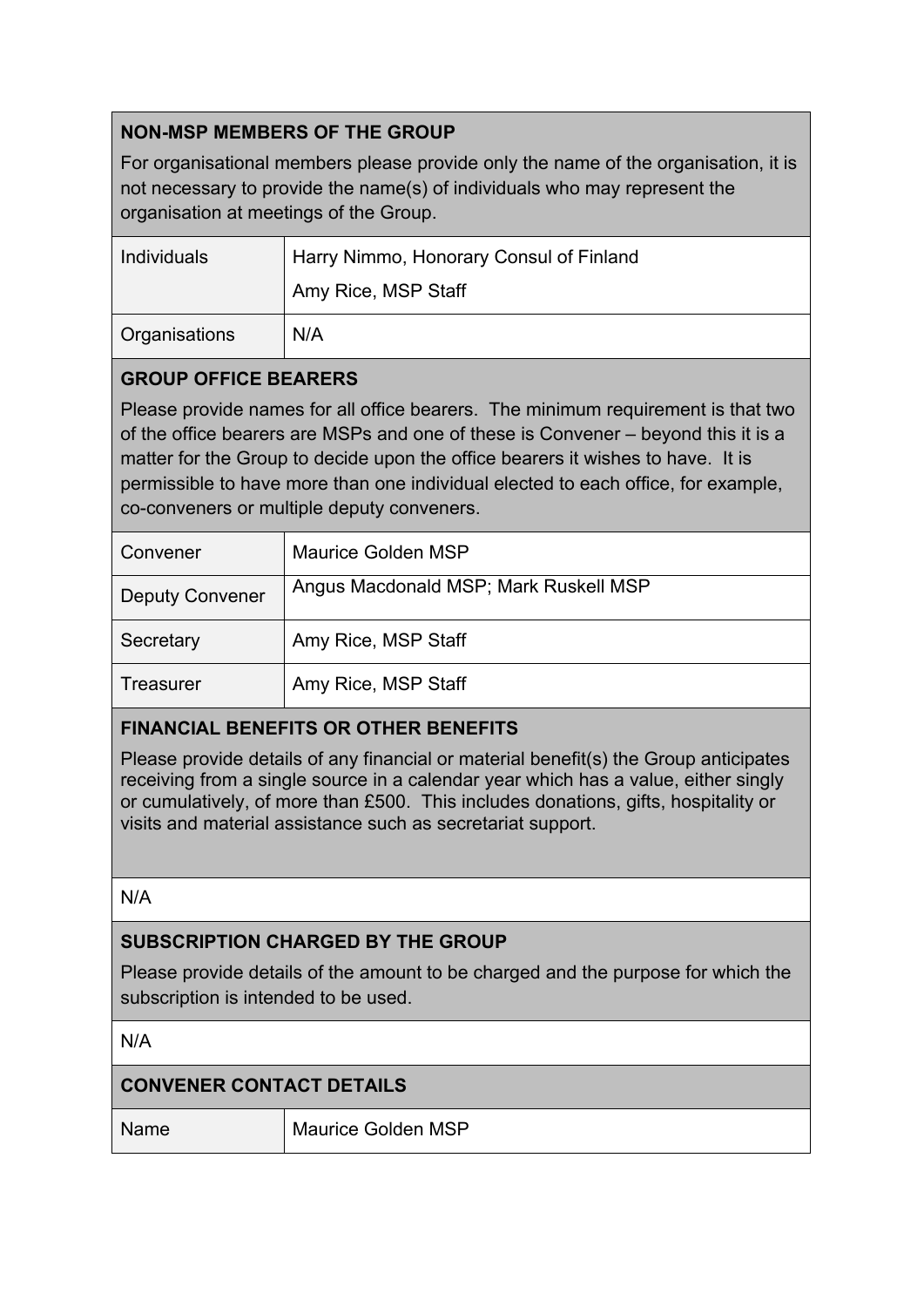### NON-MSP MEMBERS OF THE GROUP

For organisational members please provide only the name of the organisation, it is not necessary to provide the name(s) of individuals who may represent the organisation at meetings of the Group.

| | |
|---|---|
| Individuals | Harry Nimmo, Honorary Consul of Finland<br>Amy Rice, MSP Staff |
| Organisations | N/A |

### GROUP OFFICE BEARERS

Please provide names for all office bearers. The minimum requirement is that two of the office bearers are MSPs and one of these is Convener – beyond this it is a matter for the Group to decide upon the office bearers it wishes to have. It is permissible to have more than one individual elected to each office, for example, co-conveners or multiple deputy conveners.

| | |
|---|---|
| Convener | Maurice Golden MSP |
| Deputy Convener | Angus Macdonald MSP; Mark Ruskell MSP |
| Secretary | Amy Rice, MSP Staff |
| Treasurer | Amy Rice, MSP Staff |

### FINANCIAL BENEFITS OR OTHER BENEFITS

Please provide details of any financial or material benefit(s) the Group anticipates receiving from a single source in a calendar year which has a value, either singly or cumulatively, of more than £500. This includes donations, gifts, hospitality or visits and material assistance such as secretariat support.

N/A

### SUBSCRIPTION CHARGED BY THE GROUP

Please provide details of the amount to be charged and the purpose for which the subscription is intended to be used.

N/A

### CONVENER CONTACT DETAILS

| | |
|---|---|
| Name | Maurice Golden MSP |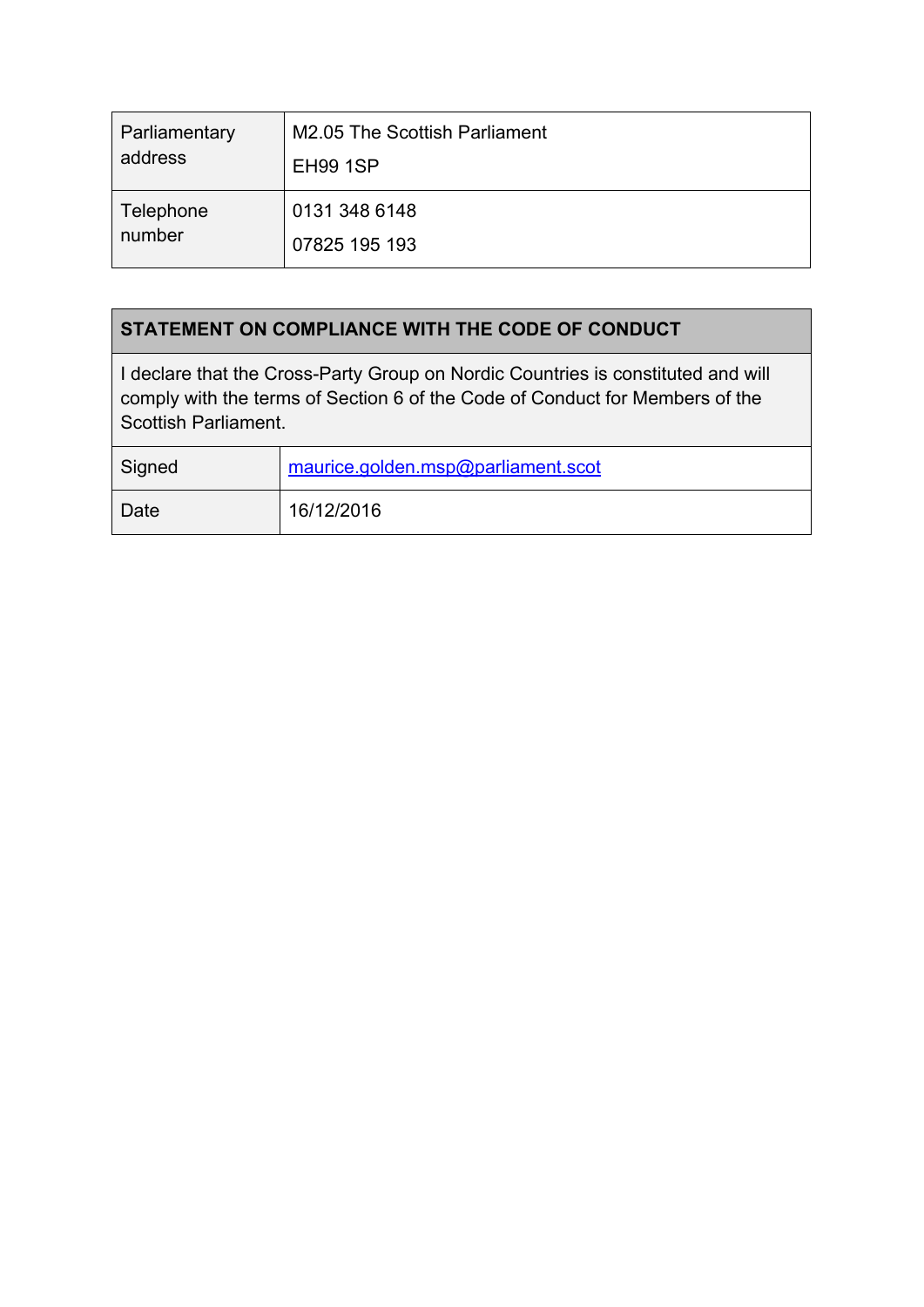| | |
|---|---|
| Parliamentary address | M2.05 The Scottish Parliament<br>EH99 1SP |
| Telephone number | 0131 348 6148<br>07825 195 193 |

| STATEMENT ON COMPLIANCE WITH THE CODE OF CONDUCT | |
|---|---|
| I declare that the Cross-Party Group on Nordic Countries is constituted and will comply with the terms of Section 6 of the Code of Conduct for Members of the Scottish Parliament. | |
| Signed | maurice.golden.msp@parliament.scot |
| Date | 16/12/2016 |